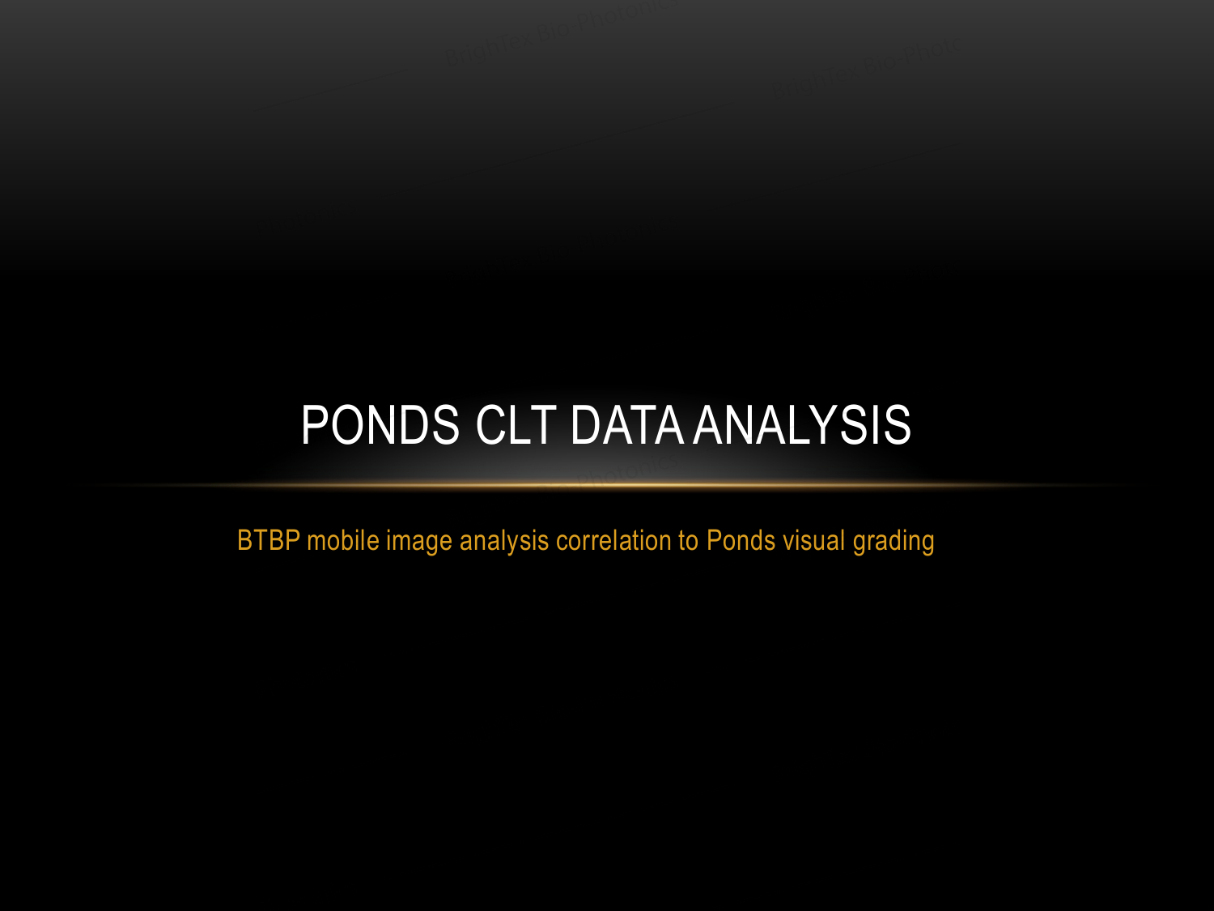# PONDS CLT DATA ANALYSIS

BTBP mobile image analysis correlation to Ponds visual grading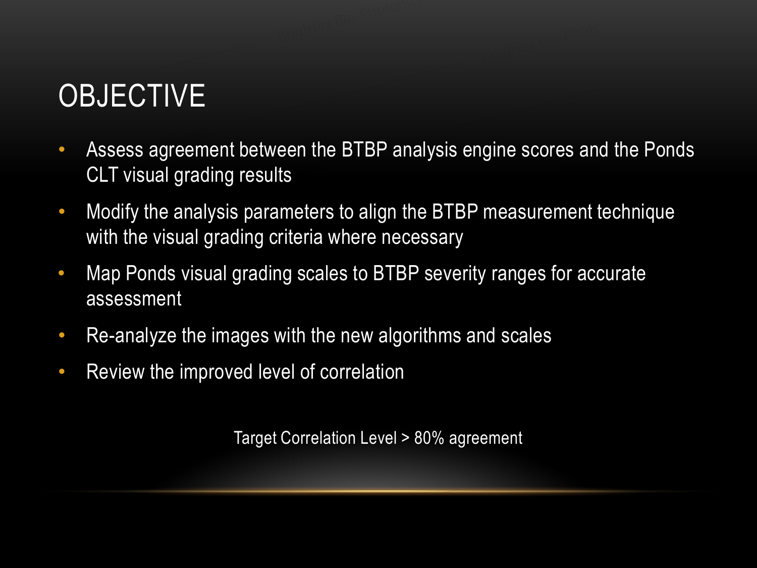# OBJECTIVE

- Assess agreement between the BTBP analysis engine scores and the Ponds CLT visual grading results
- Modify the analysis parameters to align the BTBP measurement technique with the visual grading criteria where necessary
- Map Ponds visual grading scales to BTBP severity ranges for accurate assessment
- Re-analyze the images with the new algorithms and scales
- Review the improved level of correlation

Target Correlation Level > 80% agreement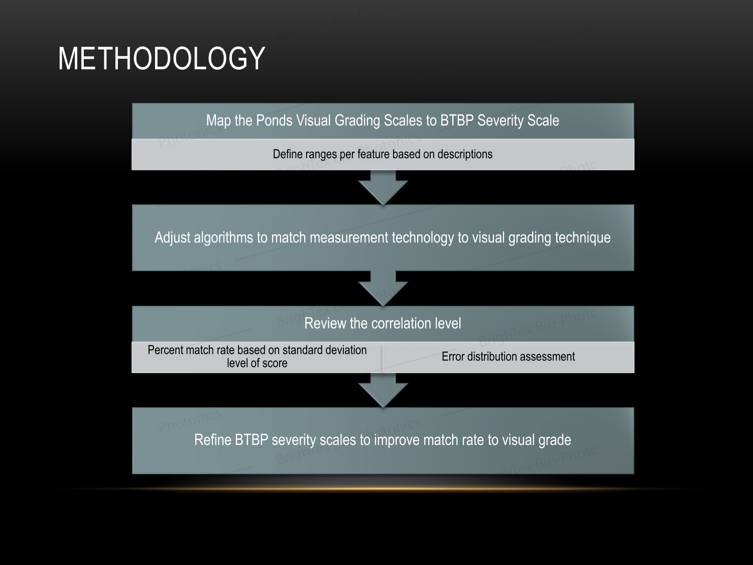# METHODOLOGY

- **Map the Ponds Visual Grading Scales to BTBP Severity Scale**
  - Define ranges per feature based on descriptions
- **Adjust algorithms to match measurement technology to visual grading technique**
- **Review the correlation level**
  - Percent match rate based on standard deviation level of score
  - Error distribution assessment
- **Refine BTBP severity scales to improve match rate to visual grade**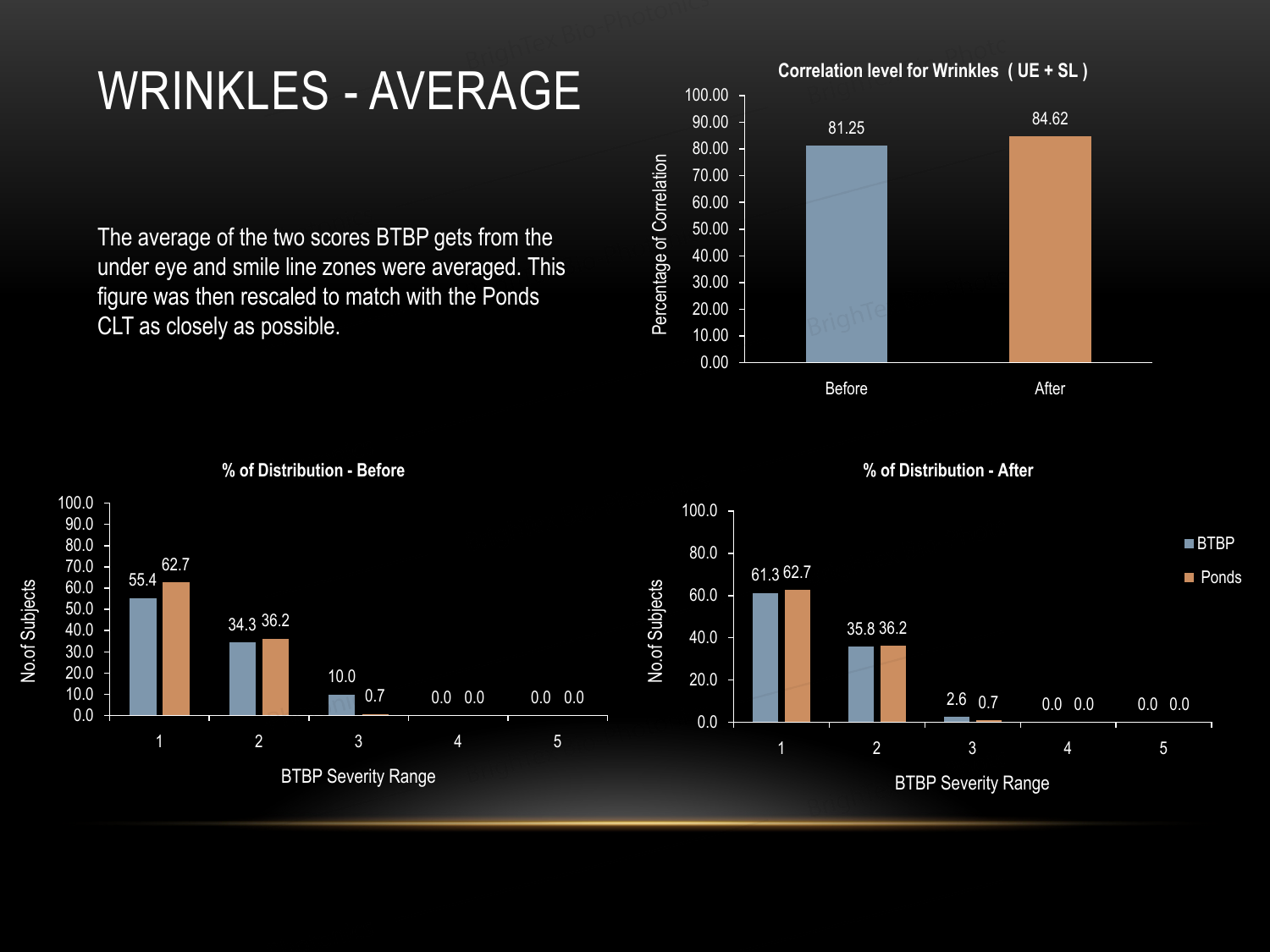# WRINKLES - AVERAGE

The average of the two scores BTBP gets from the under eye and smile line zones were averaged. This figure was then rescaled to match with the Ponds CLT as closely as possible.

**Correlation level for Wrinkles ( UE + SL )**

| | Percentage of Correlation |
|---|---|
| Before | 81.25 |
| After | 84.62 |

**% of Distribution - Before**

| BTBP Severity Range | BTBP | Ponds |
|---|---|---|
| 1 | 55.4 | 62.7 |
| 2 | 34.3 | 36.2 |
| 3 | 10.0 | 0.7 |
| 4 | 0.0 | 0.0 |
| 5 | 0.0 | 0.0 |

**% of Distribution - After**

| BTBP Severity Range | BTBP | Ponds |
|---|---|---|
| 1 | 61.3 | 62.7 |
| 2 | 35.8 | 36.2 |
| 3 | 2.6 | 0.7 |
| 4 | 0.0 | 0.0 |
| 5 | 0.0 | 0.0 |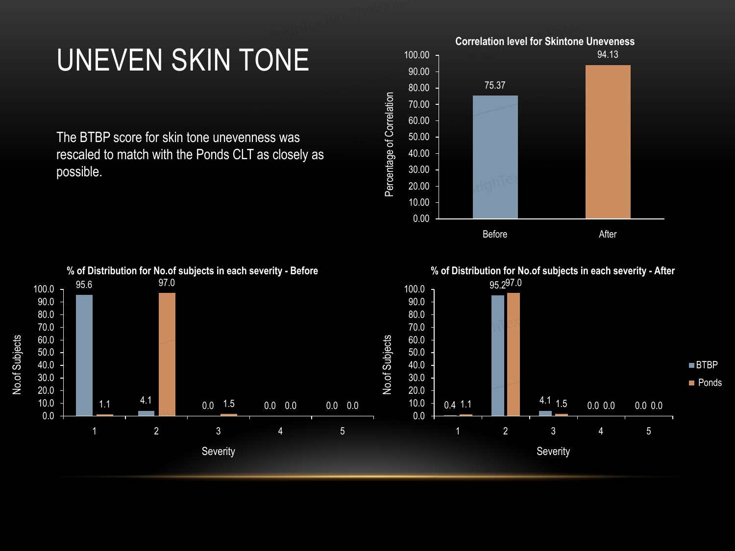# UNEVEN SKIN TONE

The BTBP score for skin tone unevenness was rescaled to match with the Ponds CLT as closely as possible.

**Correlation level for Skintone Uneveness**

| | Percentage of Correlation |
|---|---|
| Before | 75.37 |
| After | 94.13 |

**% of Distribution for No.of subjects in each severity - Before**

| Severity | BTBP | Ponds |
|---|---|---|
| 1 | 95.6 | 1.1 |
| 2 | 4.1 | 97.0 |
| 3 | 0.0 | 1.5 |
| 4 | 0.0 | 0.0 |
| 5 | 0.0 | 0.0 |

**% of Distribution for No.of subjects in each severity - After**

| Severity | BTBP | Ponds |
|---|---|---|
| 1 | 0.4 | 1.1 |
| 2 | 95.2 | 97.0 |
| 3 | 4.1 | 1.5 |
| 4 | 0.0 | 0.0 |
| 5 | 0.0 | 0.0 |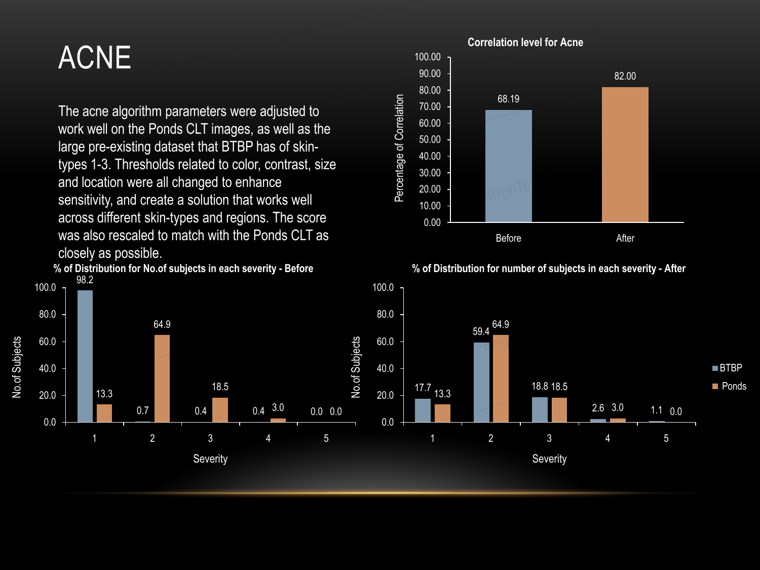# ACNE

The acne algorithm parameters were adjusted to work well on the Ponds CLT images, as well as the large pre-existing dataset that BTBP has of skin-types 1-3. Thresholds related to color, contrast, size and location were all changed to enhance sensitivity, and create a solution that works well across different skin-types and regions. The score was also rescaled to match with the Ponds CLT as closely as possible.

**Correlation level for Acne**

| | Percentage of Correlation |
|---|---|
| Before | 68.19 |
| After | 82.00 |

**% of Distribution for No.of subjects in each severity - Before**

| Severity | BTBP | Ponds |
|---|---|---|
| 1 | 98.2 | 13.3 |
| 2 | 0.7 | 64.9 |
| 3 | 0.4 | 18.5 |
| 4 | 0.4 | 3.0 |
| 5 | 0.0 | 0.0 |

**% of Distribution for number of subjects in each severity - After**

| Severity | BTBP | Ponds |
|---|---|---|
| 1 | 17.7 | 13.3 |
| 2 | 59.4 | 64.9 |
| 3 | 18.8 | 18.5 |
| 4 | 2.6 | 3.0 |
| 5 | 1.1 | 0.0 |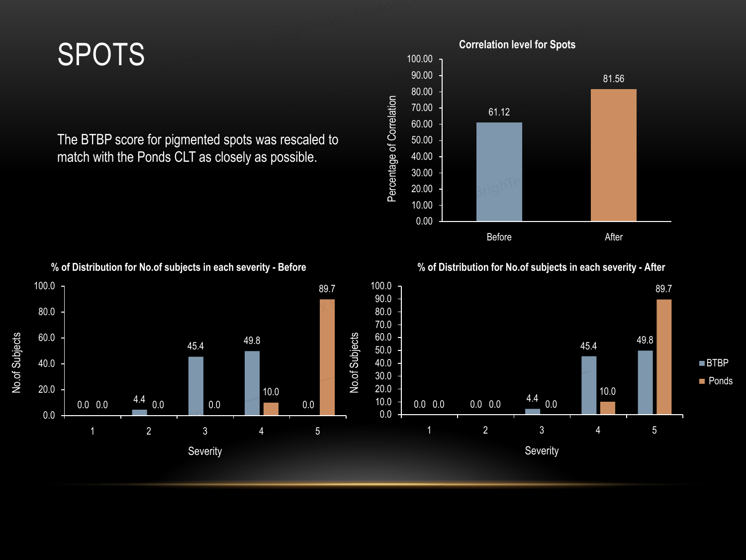# SPOTS

The BTBP score for pigmented spots was rescaled to match with the Ponds CLT as closely as possible.

**Correlation level for Spots**

| | Percentage of Correlation |
|---|---|
| Before | 61.12 |
| After | 81.56 |

**% of Distribution for No.of subjects in each severity - Before**

| Severity | BTBP | Ponds |
|---|---|---|
| 1 | 0.0 | 0.0 |
| 2 | 4.4 | 0.0 |
| 3 | 45.4 | 0.0 |
| 4 | 49.8 | 10.0 |
| 5 | 0.0 | 89.7 |

**% of Distribution for No.of subjects in each severity - After**

| Severity | BTBP | Ponds |
|---|---|---|
| 1 | 0.0 | 0.0 |
| 2 | 0.0 | 0.0 |
| 3 | 4.4 | 0.0 |
| 4 | 45.4 | 10.0 |
| 5 | 49.8 | 89.7 |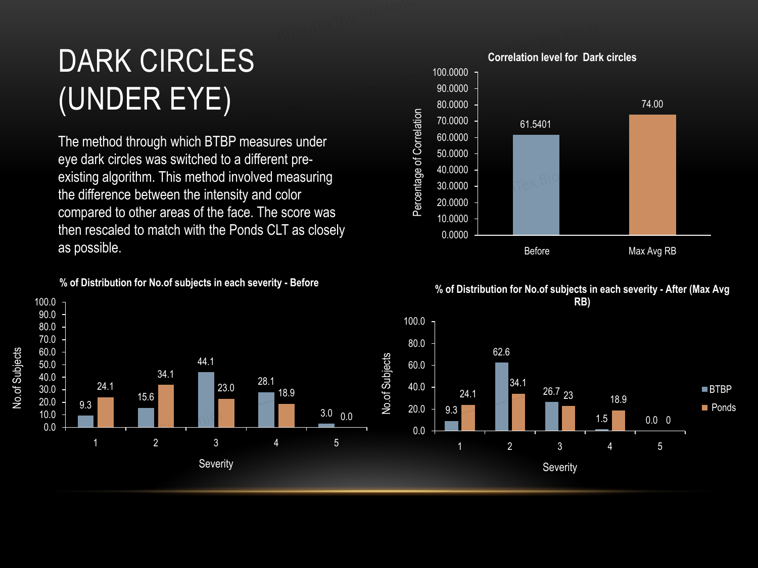# DARK CIRCLES (UNDER EYE)

The method through which BTBP measures under eye dark circles was switched to a different pre-existing algorithm. This method involved measuring the difference between the intensity and color compared to other areas of the face. The score was then rescaled to match with the Ponds CLT as closely as possible.

**Correlation level for Dark circles**

| | Percentage of Correlation |
|---|---|
| Before | 61.5401 |
| Max Avg RB | 74.00 |

**% of Distribution for No.of subjects in each severity - Before**

| Severity | BTBP | Ponds |
|---|---|---|
| 1 | 9.3 | 24.1 |
| 2 | 15.6 | 34.1 |
| 3 | 44.1 | 23.0 |
| 4 | 28.1 | 18.9 |
| 5 | 3.0 | 0.0 |

**% of Distribution for No.of subjects in each severity - After (Max Avg RB)**

| Severity | BTBP | Ponds |
|---|---|---|
| 1 | 9.3 | 24.1 |
| 2 | 62.6 | 34.1 |
| 3 | 26.7 | 23 |
| 4 | 1.5 | 18.9 |
| 5 | 0.0 | 0 |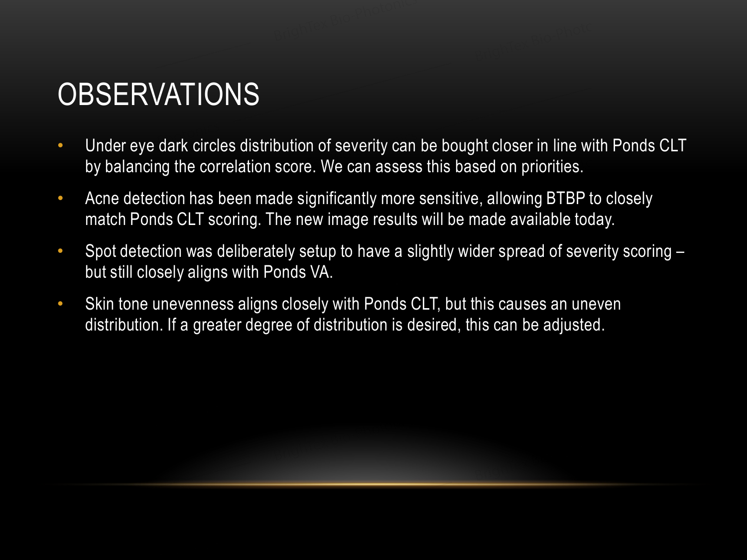# OBSERVATIONS

- Under eye dark circles distribution of severity can be bought closer in line with Ponds CLT by balancing the correlation score. We can assess this based on priorities.
- Acne detection has been made significantly more sensitive, allowing BTBP to closely match Ponds CLT scoring. The new image results will be made available today.
- Spot detection was deliberately setup to have a slightly wider spread of severity scoring – but still closely aligns with Ponds VA.
- Skin tone unevenness aligns closely with Ponds CLT, but this causes an uneven distribution. If a greater degree of distribution is desired, this can be adjusted.